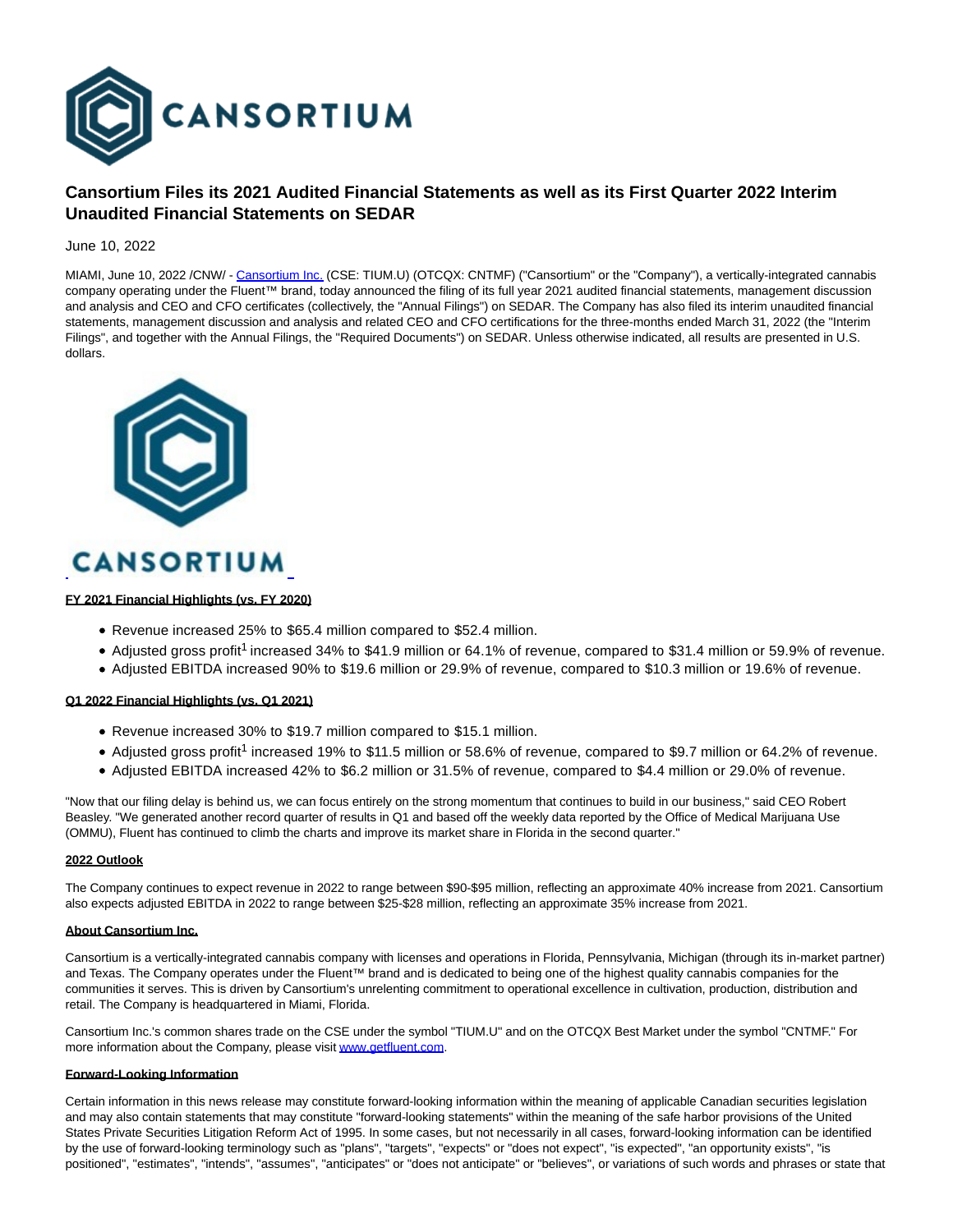# Cansortium Files its 2021 Audited Financial Statements as well as its First Quarter 2022 Interim Unaudited Financial Statements on SEDAR

June 10, 2022

MIAMI, June 10, 2022 /CNW/ - Cansortium Inc. (CSE: TIUM.U) (OTCQX: CNTMF) ("Cansortium" or the "Company"), a vertically-integrated cannabis company operating under the Fluent™ brand, today announced the filing of its full year 2021 audited financial statements, management discussion and analysis and CEO and CFO certificates (collectively, the "Annual Filings") on SEDAR. The Company has also filed its interim unaudited financial statements, management discussion and analysis and related CEO and CFO certifications for the three-months ended March 31, 2022 (the "Interim Filings", and together with the Annual Filings, the "Required Documents") on SEDAR. Unless otherwise indicated, all results are presented in U.S. dollars.

**FY 2021 Financial Highlights (vs. FY 2020)**

- Revenue increased 25% to $65.4 million compared to $52.4 million.
- Adjusted gross profit[1] increased 34% to $41.9 million or 64.1% of revenue, compared to $31.4 million or 59.9% of revenue.
- Adjusted EBITDA increased 90% to $19.6 million or 29.9% of revenue, compared to $10.3 million or 19.6% of revenue.

**Q1 2022 Financial Highlights (vs. Q1 2021)**

- Revenue increased 30% to $19.7 million compared to $15.1 million.
- Adjusted gross profit[1] increased 19% to $11.5 million or 58.6% of revenue, compared to $9.7 million or 64.2% of revenue.
- Adjusted EBITDA increased 42% to $6.2 million or 31.5% of revenue, compared to $4.4 million or 29.0% of revenue.

"Now that our filing delay is behind us, we can focus entirely on the strong momentum that continues to build in our business," said CEO Robert Beasley. "We generated another record quarter of results in Q1 and based off the weekly data reported by the Office of Medical Marijuana Use (OMMU), Fluent has continued to climb the charts and improve its market share in Florida in the second quarter."

**2022 Outlook**

The Company continues to expect revenue in 2022 to range between $90-$95 million, reflecting an approximate 40% increase from 2021. Cansortium also expects adjusted EBITDA in 2022 to range between $25-$28 million, reflecting an approximate 35% increase from 2021.

**About Cansortium Inc.**

Cansortium is a vertically-integrated cannabis company with licenses and operations in Florida, Pennsylvania, Michigan (through its in-market partner) and Texas. The Company operates under the Fluent™ brand and is dedicated to being one of the highest quality cannabis companies for the communities it serves. This is driven by Cansortium's unrelenting commitment to operational excellence in cultivation, production, distribution and retail. The Company is headquartered in Miami, Florida.

Cansortium Inc.'s common shares trade on the CSE under the symbol "TIUM.U" and on the OTCQX Best Market under the symbol "CNTMF." For more information about the Company, please visit www.getfluent.com.

**Forward-Looking Information**

Certain information in this news release may constitute forward-looking information within the meaning of applicable Canadian securities legislation and may also contain statements that may constitute "forward-looking statements" within the meaning of the safe harbor provisions of the United States Private Securities Litigation Reform Act of 1995. In some cases, but not necessarily in all cases, forward-looking information can be identified by the use of forward-looking terminology such as "plans", "targets", "expects" or "does not expect", "is expected", "an opportunity exists", "is positioned", "estimates", "intends", "assumes", "anticipates" or "does not anticipate" or "believes", or variations of such words and phrases or state that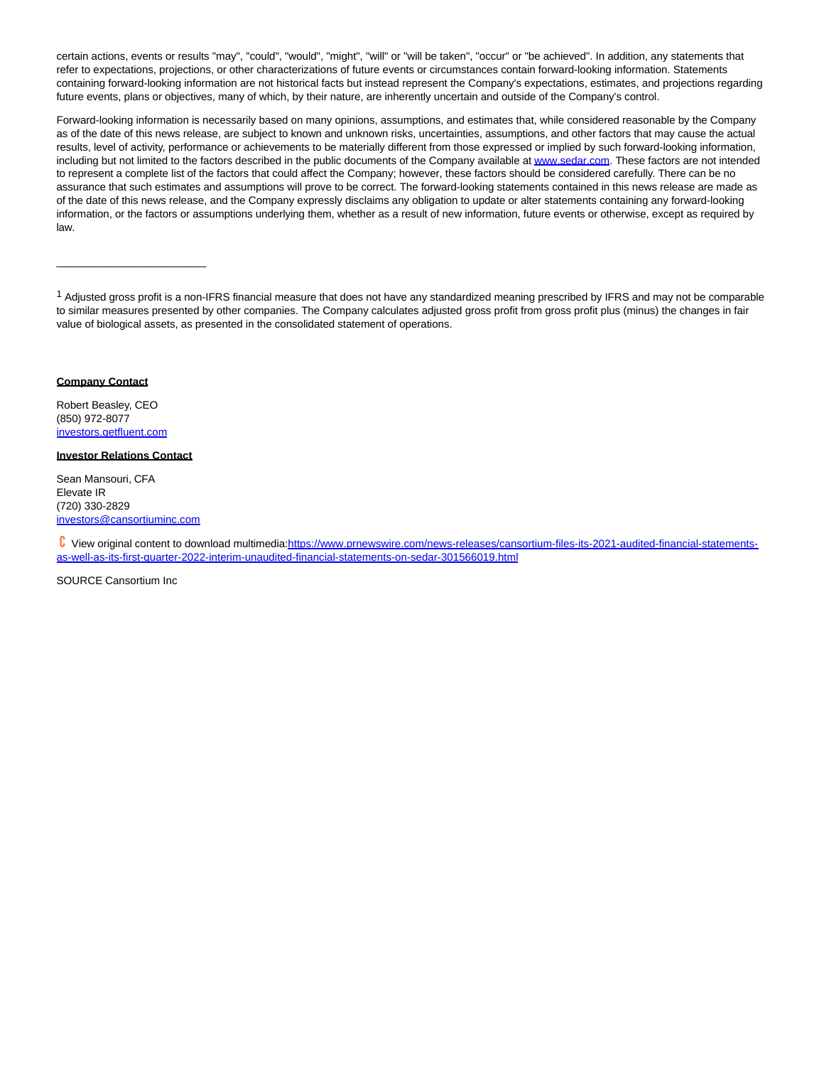certain actions, events or results "may", "could", "would", "might", "will" or "will be taken", "occur" or "be achieved". In addition, any statements that refer to expectations, projections, or other characterizations of future events or circumstances contain forward-looking information. Statements containing forward-looking information are not historical facts but instead represent the Company's expectations, estimates, and projections regarding future events, plans or objectives, many of which, by their nature, are inherently uncertain and outside of the Company's control.

Forward-looking information is necessarily based on many opinions, assumptions, and estimates that, while considered reasonable by the Company as of the date of this news release, are subject to known and unknown risks, uncertainties, assumptions, and other factors that may cause the actual results, level of activity, performance or achievements to be materially different from those expressed or implied by such forward-looking information, including but not limited to the factors described in the public documents of the Company available at www.sedar.com. These factors are not intended to represent a complete list of the factors that could affect the Company; however, these factors should be considered carefully. There can be no assurance that such estimates and assumptions will prove to be correct. The forward-looking statements contained in this news release are made as of the date of this news release, and the Company expressly disclaims any obligation to update or alter statements containing any forward-looking information, or the factors or assumptions underlying them, whether as a result of new information, future events or otherwise, except as required by law.

---

[1] Adjusted gross profit is a non-IFRS financial measure that does not have any standardized meaning prescribed by IFRS and may not be comparable to similar measures presented by other companies. The Company calculates adjusted gross profit from gross profit plus (minus) the changes in fair value of biological assets, as presented in the consolidated statement of operations.

**Company Contact**

Robert Beasley, CEO
(850) 972-8077
investors.getfluent.com

**Investor Relations Contact**

Sean Mansouri, CFA
Elevate IR
(720) 330-2829
investors@cansortiuminc.com

View original content to download multimedia:https://www.prnewswire.com/news-releases/cansortium-files-its-2021-audited-financial-statements-as-well-as-its-first-quarter-2022-interim-unaudited-financial-statements-on-sedar-301566019.html

SOURCE Cansortium Inc